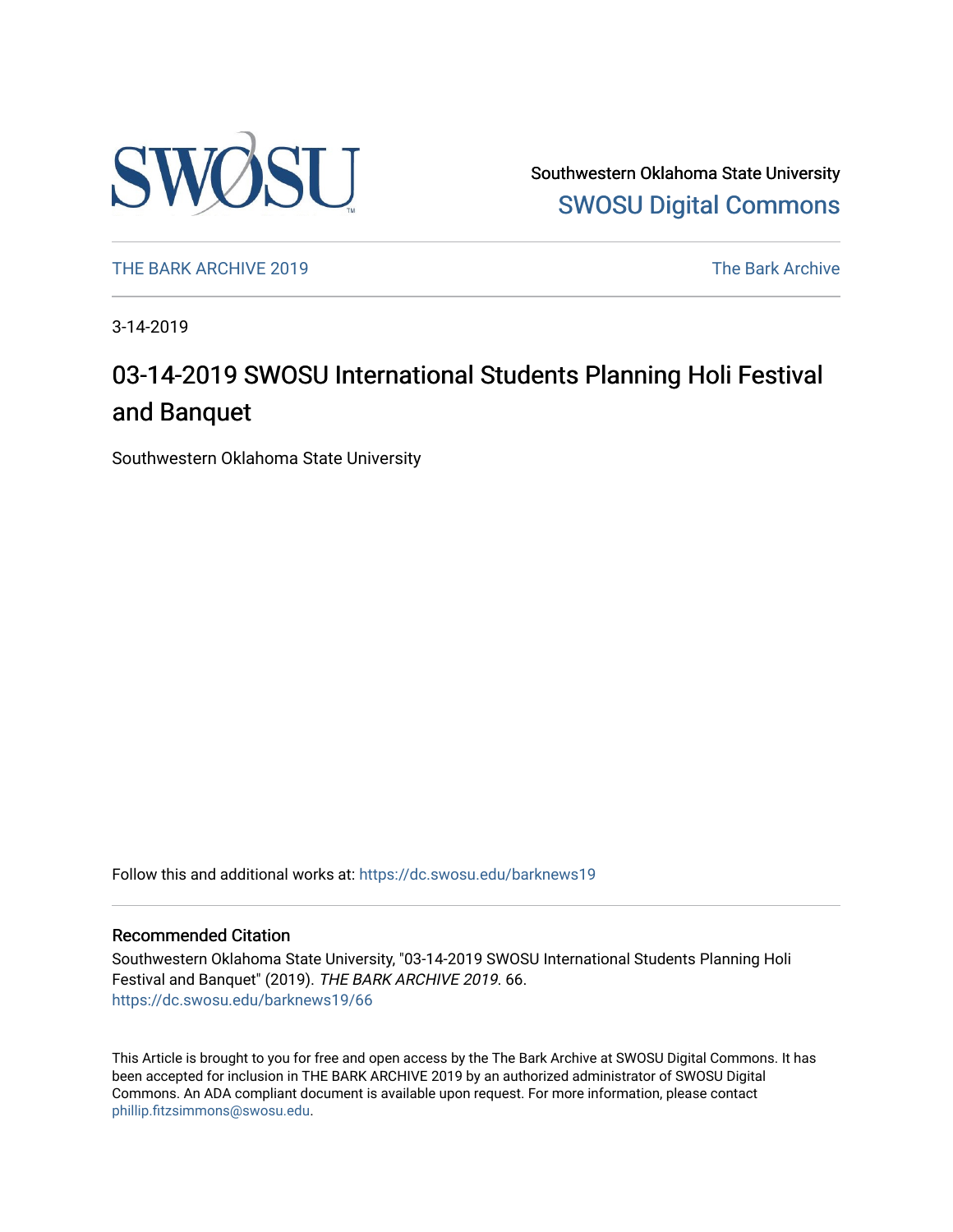Southwestern Oklahoma State University
SWOSU Digital Commons

THE BARK ARCHIVE 2019 | The Bark Archive

3-14-2019

# 03-14-2019 SWOSU International Students Planning Holi Festival and Banquet

Southwestern Oklahoma State University

Follow this and additional works at: https://dc.swosu.edu/barknews19

## Recommended Citation

Southwestern Oklahoma State University, "03-14-2019 SWOSU International Students Planning Holi Festival and Banquet" (2019). *THE BARK ARCHIVE 2019*. 66.
https://dc.swosu.edu/barknews19/66

This Article is brought to you for free and open access by the The Bark Archive at SWOSU Digital Commons. It has been accepted for inclusion in THE BARK ARCHIVE 2019 by an authorized administrator of SWOSU Digital Commons. An ADA compliant document is available upon request. For more information, please contact phillip.fitzsimmons@swosu.edu.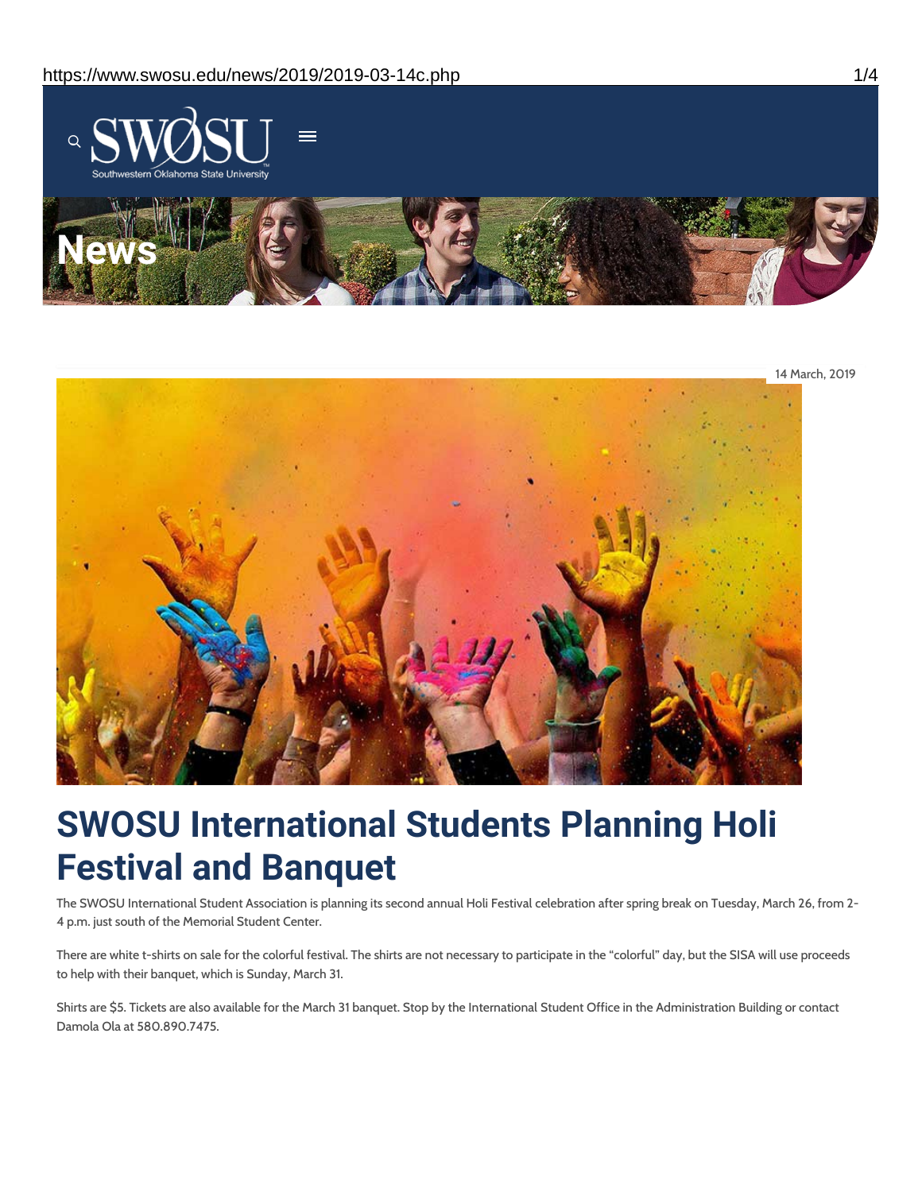News

14 March, 2019

# SWOSU International Students Planning Holi Festival and Banquet

The SWOSU International Student Association is planning its second annual Holi Festival celebration after spring break on Tuesday, March 26, from 2-4 p.m. just south of the Memorial Student Center.

There are white t-shirts on sale for the colorful festival. The shirts are not necessary to participate in the "colorful" day, but the SISA will use proceeds to help with their banquet, which is Sunday, March 31.

Shirts are $5. Tickets are also available for the March 31 banquet. Stop by the International Student Office in the Administration Building or contact Damola Ola at 580.890.7475.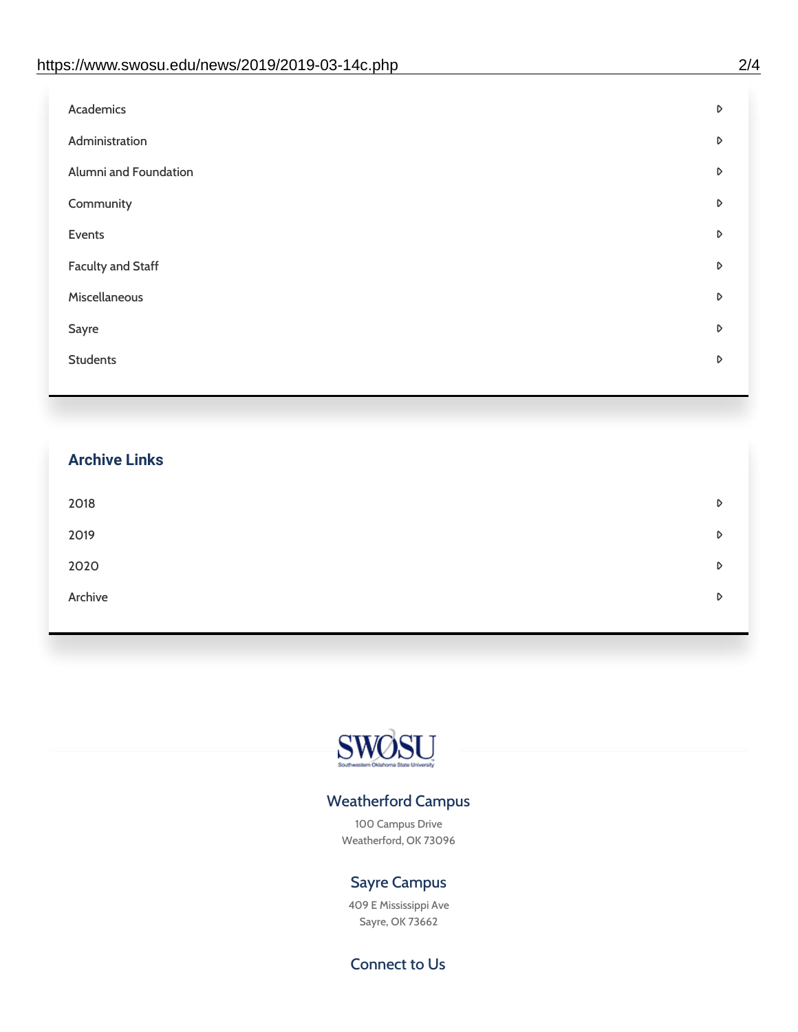- Academics
- Administration
- Alumni and Foundation
- Community
- Events
- Faculty and Staff
- Miscellaneous
- Sayre
- Students

## Archive Links

- 2018
- 2019
- 2020
- Archive

SWOSU

Southwestern Oklahoma State University

### Weatherford Campus

100 Campus Drive
Weatherford, OK 73096

### Sayre Campus

409 E Mississippi Ave
Sayre, OK 73662

### Connect to Us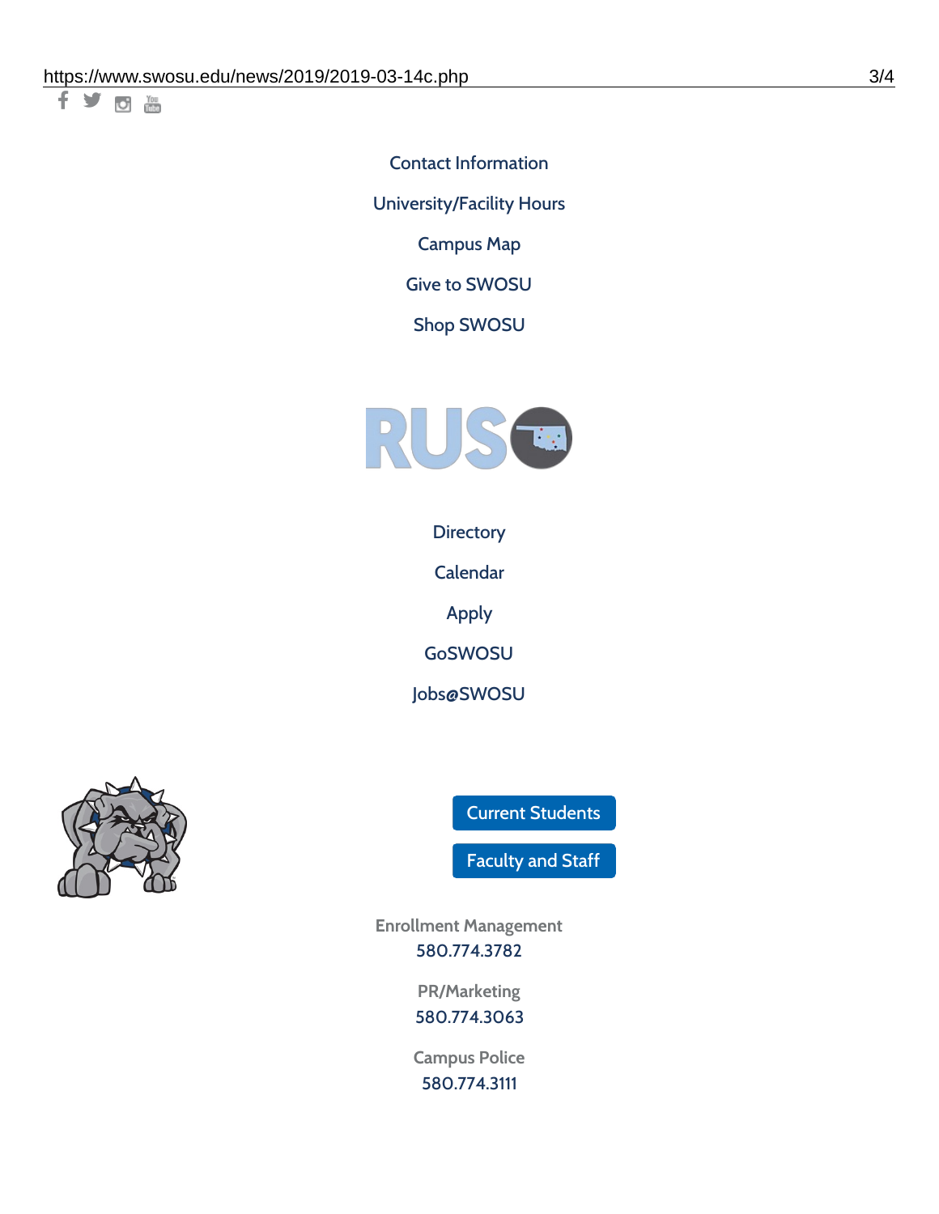Contact Information

University/Facility Hours

Campus Map

Give to SWOSU

Shop SWOSU

Directory

Calendar

Apply

GoSWOSU

Jobs@SWOSU

Current Students

Faculty and Staff

Enrollment Management
580.774.3782

PR/Marketing
580.774.3063

Campus Police
580.774.3111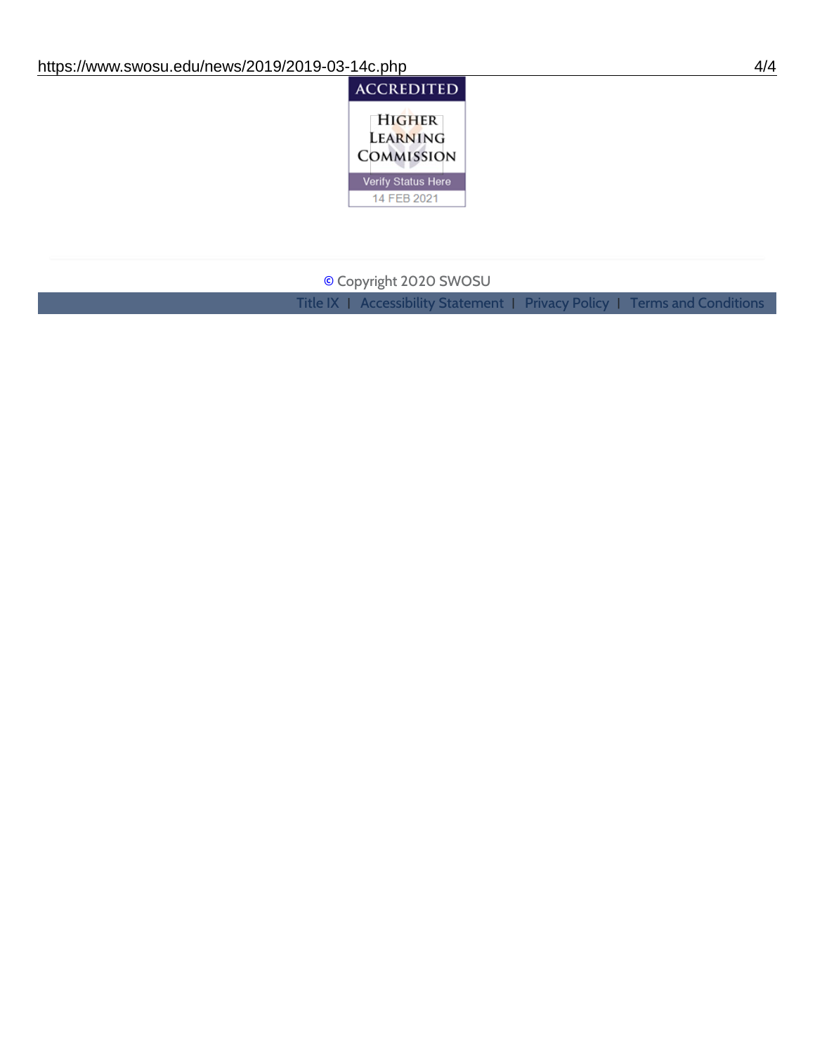ACCREDITED

HIGHER LEARNING COMMISSION

Verify Status Here

14 FEB 2021

© Copyright 2020 SWOSU

Title IX | Accessibility Statement | Privacy Policy | Terms and Conditions